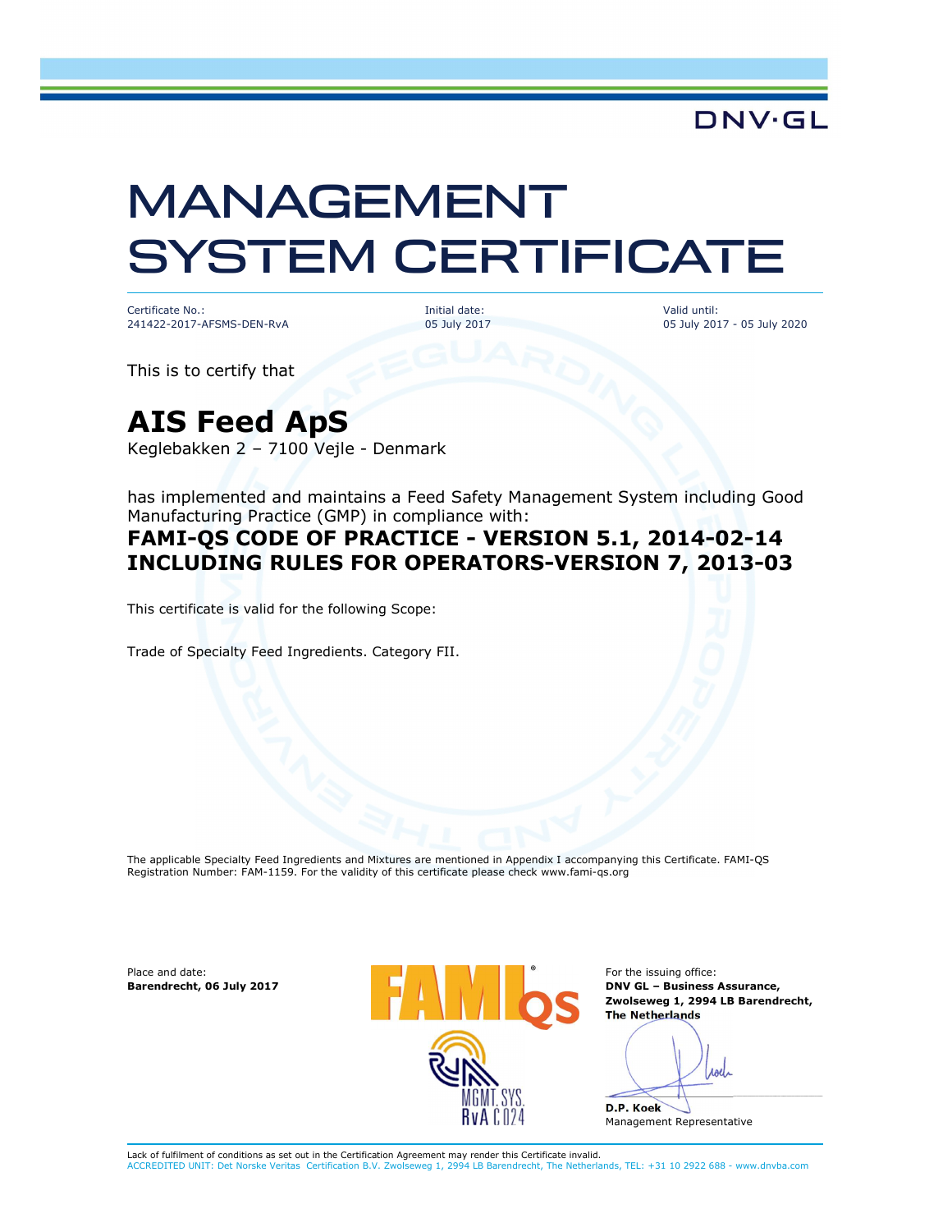DNV·GL

# MANAGEMENT SYSTEM CERTIFICATE

| Certificate No.: | Initial date: | Valid until: |
| --- | --- | --- |
| 241422-2017-AFSMS-DEN-RvA | 05 July 2017 | 05 July 2017 - 05 July 2020 |

This is to certify that

## AIS Feed ApS

Keglebakken 2 – 7100 Vejle - Denmark

has implemented and maintains a Feed Safety Management System including Good Manufacturing Practice (GMP) in compliance with:

**FAMI-QS CODE OF PRACTICE - VERSION 5.1, 2014-02-14**
**INCLUDING RULES FOR OPERATORS-VERSION 7, 2013-03**

This certificate is valid for the following Scope:

Trade of Specialty Feed Ingredients. Category FII.

The applicable Specialty Feed Ingredients and Mixtures are mentioned in Appendix I accompanying this Certificate. FAMI-QS Registration Number: FAM-1159. For the validity of this certificate please check www.fami-qs.org

Place and date:
**Barendrecht, 06 July 2017**

FAMI QS

RvA MGMT. SYS. RvA C 024

For the issuing office:
**DNV GL – Business Assurance, Zwolseweg 1, 2994 LB Barendrecht, The Netherlands**

**D.P. Koek**
Management Representative

Lack of fulfilment of conditions as set out in the Certification Agreement may render this Certificate invalid.
ACCREDITED UNIT: Det Norske Veritas Certification B.V. Zwolseweg 1, 2994 LB Barendrecht, The Netherlands, TEL: +31 10 2922 688 - www.dnvba.com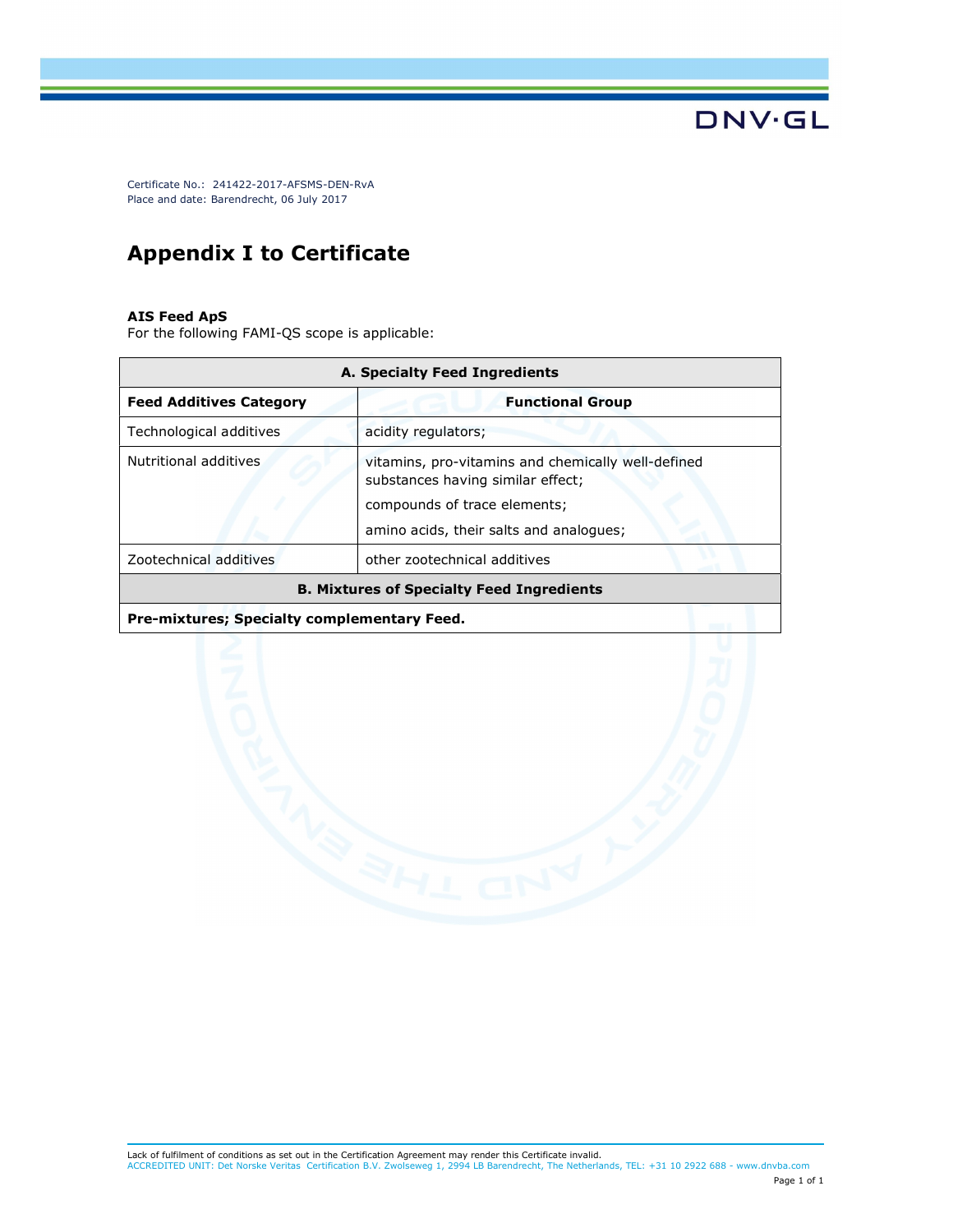Certificate No.: 241422-2017-AFSMS-DEN-RvA
Place and date: Barendrecht, 06 July 2017

# Appendix I to Certificate

**AIS Feed ApS**
For the following FAMI-QS scope is applicable:

| **A. Specialty Feed Ingredients** | |
|---|---|
| **Feed Additives Category** | **Functional Group** |
| Technological additives | acidity regulators; |
| Nutritional additives | vitamins, pro-vitamins and chemically well-defined substances having similar effect;<br>compounds of trace elements;<br>amino acids, their salts and analogues; |
| Zootechnical additives | other zootechnical additives |
| **B. Mixtures of Specialty Feed Ingredients** | |
| **Pre-mixtures; Specialty complementary Feed.** | |

Lack of fulfilment of conditions as set out in the Certification Agreement may render this Certificate invalid.
ACCREDITED UNIT: Det Norske Veritas Certification B.V. Zwolseweg 1, 2994 LB Barendrecht, The Netherlands, TEL: +31 10 2922 688 - www.dnvba.com